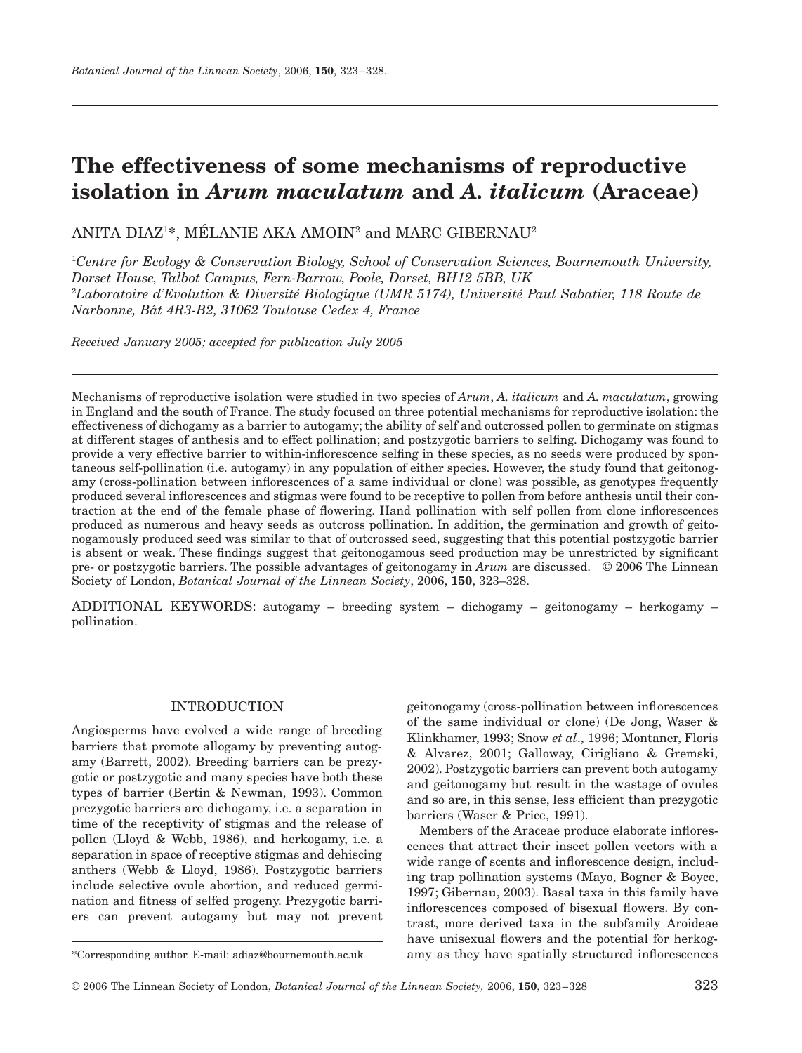# The effectiveness of some mechanisms of reproductive isolation in *Arum maculatum* and *A. italicum* (Araceae)

ANITA DIAZ[1]*, MÉLANIE AKA AMOIN[2] and MARC GIBERNAU[2]

[1]*Centre for Ecology & Conservation Biology, School of Conservation Sciences, Bournemouth University, Dorset House, Talbot Campus, Fern-Barrow, Poole, Dorset, BH12 5BB, UK*
[2]*Laboratoire d'Evolution & Diversité Biologique (UMR 5174), Université Paul Sabatier, 118 Route de Narbonne, Bât 4R3-B2, 31062 Toulouse Cedex 4, France*

*Received January 2005; accepted for publication July 2005*

Mechanisms of reproductive isolation were studied in two species of *Arum*, *A. italicum* and *A. maculatum*, growing in England and the south of France. The study focused on three potential mechanisms for reproductive isolation: the effectiveness of dichogamy as a barrier to autogamy; the ability of self and outcrossed pollen to germinate on stigmas at different stages of anthesis and to effect pollination; and postzygotic barriers to selfing. Dichogamy was found to provide a very effective barrier to within-inflorescence selfing in these species, as no seeds were produced by spontaneous self-pollination (i.e. autogamy) in any population of either species. However, the study found that geitonogamy (cross-pollination between inflorescences of a same individual or clone) was possible, as genotypes frequently produced several inflorescences and stigmas were found to be receptive to pollen from before anthesis until their contraction at the end of the female phase of flowering. Hand pollination with self pollen from clone inflorescences produced as numerous and heavy seeds as outcross pollination. In addition, the germination and growth of geitonogamously produced seed was similar to that of outcrossed seed, suggesting that this potential postzygotic barrier is absent or weak. These findings suggest that geitonogamous seed production may be unrestricted by significant pre- or postzygotic barriers. The possible advantages of geitonogamy in *Arum* are discussed. © 2006 The Linnean Society of London, *Botanical Journal of the Linnean Society*, 2006, **150**, 323–328.

ADDITIONAL KEYWORDS: autogamy – breeding system – dichogamy – geitonogamy – herkogamy – pollination.

## INTRODUCTION

Angiosperms have evolved a wide range of breeding barriers that promote allogamy by preventing autogamy (Barrett, 2002). Breeding barriers can be prezygotic or postzygotic and many species have both these types of barrier (Bertin & Newman, 1993). Common prezygotic barriers are dichogamy, i.e. a separation in time of the receptivity of stigmas and the release of pollen (Lloyd & Webb, 1986), and herkogamy, i.e. a separation in space of receptive stigmas and dehiscing anthers (Webb & Lloyd, 1986). Postzygotic barriers include selective ovule abortion, and reduced germination and fitness of selfed progeny. Prezygotic barriers can prevent autogamy but may not prevent geitonogamy (cross-pollination between inflorescences of the same individual or clone) (De Jong, Waser & Klinkhamer, 1993; Snow *et al*., 1996; Montaner, Floris & Alvarez, 2001; Galloway, Cirigliano & Gremski, 2002). Postzygotic barriers can prevent both autogamy and geitonogamy but result in the wastage of ovules and so are, in this sense, less efficient than prezygotic barriers (Waser & Price, 1991).

Members of the Araceae produce elaborate inflorescences that attract their insect pollen vectors with a wide range of scents and inflorescence design, including trap pollination systems (Mayo, Bogner & Boyce, 1997; Gibernau, 2003). Basal taxa in this family have inflorescences composed of bisexual flowers. By contrast, more derived taxa in the subfamily Aroideae have unisexual flowers and the potential for herkogamy as they have spatially structured inflorescences

*Corresponding author. E-mail: adiaz@bournemouth.ac.uk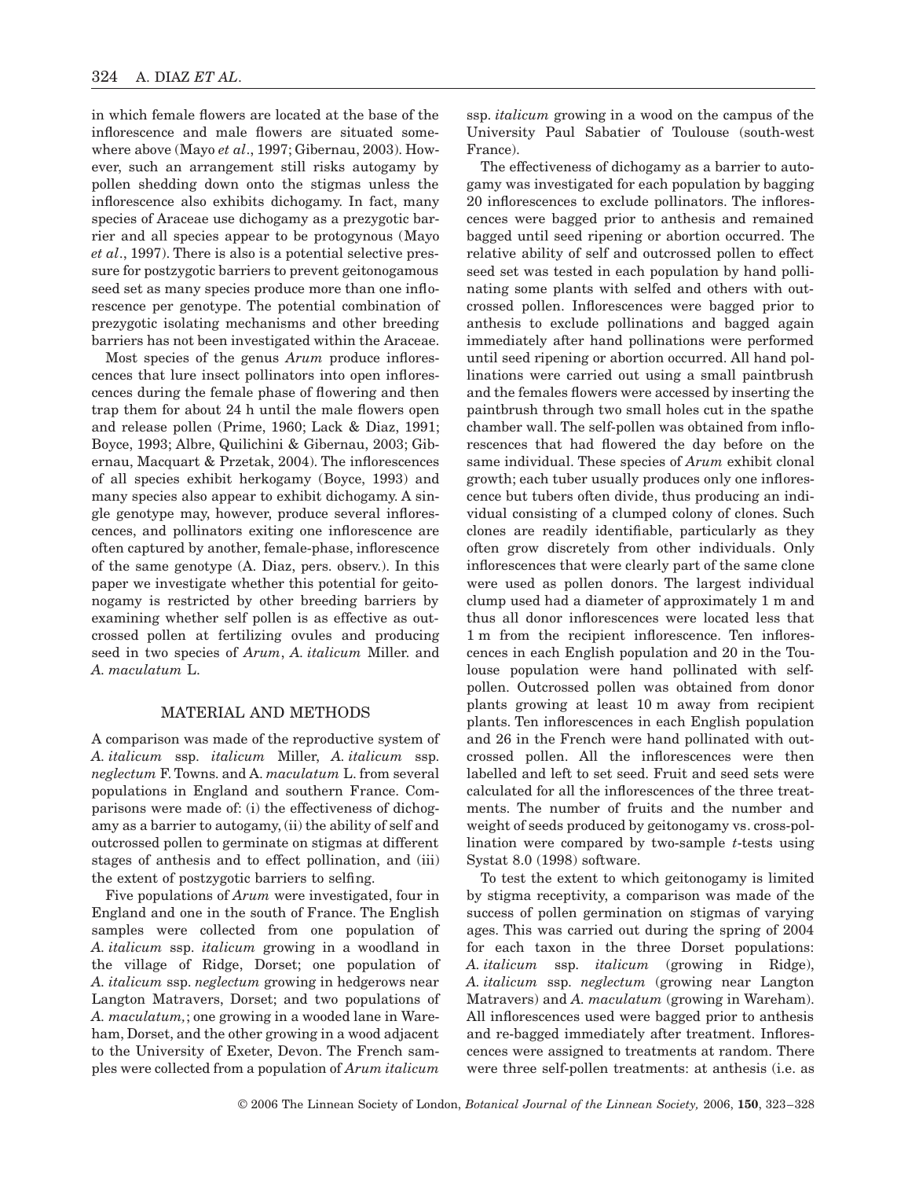in which female flowers are located at the base of the inflorescence and male flowers are situated somewhere above (Mayo *et al*., 1997; Gibernau, 2003). However, such an arrangement still risks autogamy by pollen shedding down onto the stigmas unless the inflorescence also exhibits dichogamy. In fact, many species of Araceae use dichogamy as a prezygotic barrier and all species appear to be protogynous (Mayo *et al*., 1997). There is also is a potential selective pressure for postzygotic barriers to prevent geitonogamous seed set as many species produce more than one inflorescence per genotype. The potential combination of prezygotic isolating mechanisms and other breeding barriers has not been investigated within the Araceae.

Most species of the genus *Arum* produce inflorescences that lure insect pollinators into open inflorescences during the female phase of flowering and then trap them for about 24 h until the male flowers open and release pollen (Prime, 1960; Lack & Diaz, 1991; Boyce, 1993; Albre, Quilichini & Gibernau, 2003; Gibernau, Macquart & Przetak, 2004). The inflorescences of all species exhibit herkogamy (Boyce, 1993) and many species also appear to exhibit dichogamy. A single genotype may, however, produce several inflorescences, and pollinators exiting one inflorescence are often captured by another, female-phase, inflorescence of the same genotype (A. Diaz, pers. observ.). In this paper we investigate whether this potential for geitonogamy is restricted by other breeding barriers by examining whether self pollen is as effective as outcrossed pollen at fertilizing ovules and producing seed in two species of *Arum*, *A. italicum* Miller. and *A. maculatum* L.

## MATERIAL AND METHODS

A comparison was made of the reproductive system of *A. italicum* ssp. *italicum* Miller, *A. italicum* ssp. *neglectum* F. Towns. and *A. maculatum* L. from several populations in England and southern France. Comparisons were made of: (i) the effectiveness of dichogamy as a barrier to autogamy, (ii) the ability of self and outcrossed pollen to germinate on stigmas at different stages of anthesis and to effect pollination, and (iii) the extent of postzygotic barriers to selfing.

Five populations of *Arum* were investigated, four in England and one in the south of France. The English samples were collected from one population of *A. italicum* ssp. *italicum* growing in a woodland in the village of Ridge, Dorset; one population of *A. italicum* ssp. *neglectum* growing in hedgerows near Langton Matravers, Dorset; and two populations of *A. maculatum,*; one growing in a wooded lane in Wareham, Dorset, and the other growing in a wood adjacent to the University of Exeter, Devon. The French samples were collected from a population of *Arum italicum* ssp. *italicum* growing in a wood on the campus of the University Paul Sabatier of Toulouse (south-west France).

The effectiveness of dichogamy as a barrier to autogamy was investigated for each population by bagging 20 inflorescences to exclude pollinators. The inflorescences were bagged prior to anthesis and remained bagged until seed ripening or abortion occurred. The relative ability of self and outcrossed pollen to effect seed set was tested in each population by hand pollinating some plants with selfed and others with outcrossed pollen. Inflorescences were bagged prior to anthesis to exclude pollinations and bagged again immediately after hand pollinations were performed until seed ripening or abortion occurred. All hand pollinations were carried out using a small paintbrush and the females flowers were accessed by inserting the paintbrush through two small holes cut in the spathe chamber wall. The self-pollen was obtained from inflorescences that had flowered the day before on the same individual. These species of *Arum* exhibit clonal growth; each tuber usually produces only one inflorescence but tubers often divide, thus producing an individual consisting of a clumped colony of clones. Such clones are readily identifiable, particularly as they often grow discretely from other individuals. Only inflorescences that were clearly part of the same clone were used as pollen donors. The largest individual clump used had a diameter of approximately 1 m and thus all donor inflorescences were located less that 1 m from the recipient inflorescence. Ten inflorescences in each English population and 20 in the Toulouse population were hand pollinated with self-pollen. Outcrossed pollen was obtained from donor plants growing at least 10 m away from recipient plants. Ten inflorescences in each English population and 26 in the French were hand pollinated with outcrossed pollen. All the inflorescences were then labelled and left to set seed. Fruit and seed sets were calculated for all the inflorescences of the three treatments. The number of fruits and the number and weight of seeds produced by geitonogamy vs. cross-pollination were compared by two-sample *t*-tests using Systat 8.0 (1998) software.

To test the extent to which geitonogamy is limited by stigma receptivity, a comparison was made of the success of pollen germination on stigmas of varying ages. This was carried out during the spring of 2004 for each taxon in the three Dorset populations: *A. italicum* ssp. *italicum* (growing in Ridge), *A. italicum* ssp. *neglectum* (growing near Langton Matravers) and *A. maculatum* (growing in Wareham). All inflorescences used were bagged prior to anthesis and re-bagged immediately after treatment. Inflorescences were assigned to treatments at random. There were three self-pollen treatments: at anthesis (i.e. as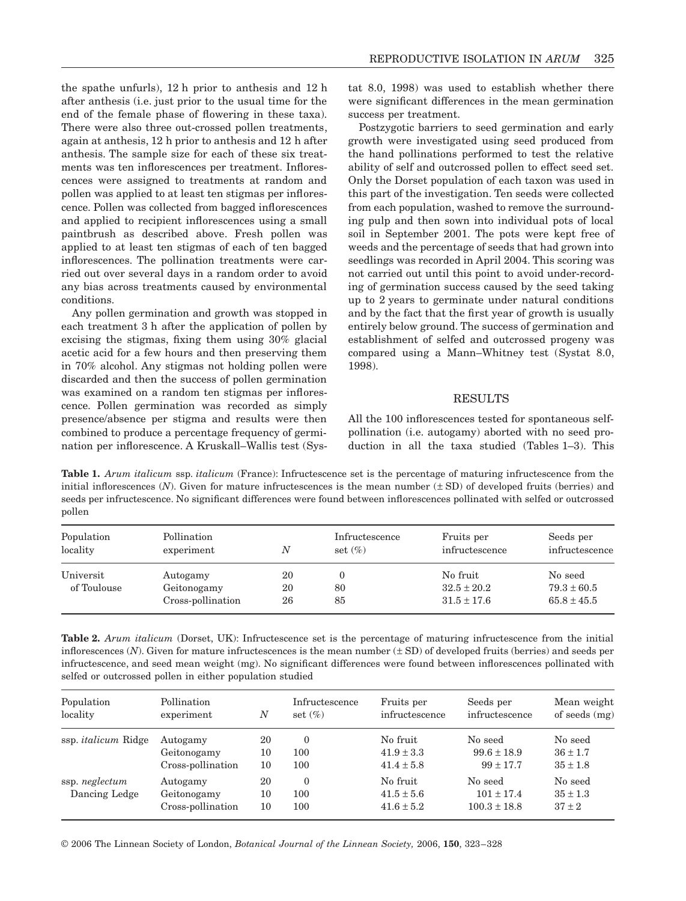the spathe unfurls), 12 h prior to anthesis and 12 h after anthesis (i.e. just prior to the usual time for the end of the female phase of flowering in these taxa). There were also three out-crossed pollen treatments, again at anthesis, 12 h prior to anthesis and 12 h after anthesis. The sample size for each of these six treatments was ten inflorescences per treatment. Inflorescences were assigned to treatments at random and pollen was applied to at least ten stigmas per inflorescence. Pollen was collected from bagged inflorescences and applied to recipient inflorescences using a small paintbrush as described above. Fresh pollen was applied to at least ten stigmas of each of ten bagged inflorescences. The pollination treatments were carried out over several days in a random order to avoid any bias across treatments caused by environmental conditions.

Any pollen germination and growth was stopped in each treatment 3 h after the application of pollen by excising the stigmas, fixing them using 30% glacial acetic acid for a few hours and then preserving them in 70% alcohol. Any stigmas not holding pollen were discarded and then the success of pollen germination was examined on a random ten stigmas per inflorescence. Pollen germination was recorded as simply presence/absence per stigma and results were then combined to produce a percentage frequency of germination per inflorescence. A Kruskall–Wallis test (Systat 8.0, 1998) was used to establish whether there were significant differences in the mean germination success per treatment.

Postzygotic barriers to seed germination and early growth were investigated using seed produced from the hand pollinations performed to test the relative ability of self and outcrossed pollen to effect seed set. Only the Dorset population of each taxon was used in this part of the investigation. Ten seeds were collected from each population, washed to remove the surrounding pulp and then sown into individual pots of local soil in September 2001. The pots were kept free of weeds and the percentage of seeds that had grown into seedlings was recorded in April 2004. This scoring was not carried out until this point to avoid under-recording of germination success caused by the seed taking up to 2 years to germinate under natural conditions and by the fact that the first year of growth is usually entirely below ground. The success of germination and establishment of selfed and outcrossed progeny was compared using a Mann–Whitney test (Systat 8.0, 1998).

## RESULTS

All the 100 inflorescences tested for spontaneous self-pollination (i.e. autogamy) aborted with no seed production in all the taxa studied (Tables 1–3). This

**Table 1.** *Arum italicum* ssp. *italicum* (France): Infructescence set is the percentage of maturing infructescence from the initial inflorescences (*N*). Given for mature infructescences is the mean number (± SD) of developed fruits (berries) and seeds per infructescence. No significant differences were found between inflorescences pollinated with selfed or outcrossed pollen

| Population locality | Pollination experiment | *N* | Infructescence set (%) | Fruits per infructescence | Seeds per infructescence |
|---|---|---|---|---|---|
| Universit of Toulouse | Autogamy | 20 | 0 | No fruit | No seed |
| | Geitonogamy | 20 | 80 | 32.5 ± 20.2 | 79.3 ± 60.5 |
| | Cross-pollination | 26 | 85 | 31.5 ± 17.6 | 65.8 ± 45.5 |

**Table 2.** *Arum italicum* (Dorset, UK): Infructescence set is the percentage of maturing infructescence from the initial inflorescences (*N*). Given for mature infructescences is the mean number (± SD) of developed fruits (berries) and seeds per infructescence, and seed mean weight (mg). No significant differences were found between inflorescences pollinated with selfed or outcrossed pollen in either population studied

| Population locality | Pollination experiment | *N* | Infructescence set (%) | Fruits per infructescence | Seeds per infructescence | Mean weight of seeds (mg) |
|---|---|---|---|---|---|---|
| ssp. *italicum* Ridge | Autogamy | 20 | 0 | No fruit | No seed | No seed |
| | Geitonogamy | 10 | 100 | 41.9 ± 3.3 | 99.6 ± 18.9 | 36 ± 1.7 |
| | Cross-pollination | 10 | 100 | 41.4 ± 5.8 | 99 ± 17.7 | 35 ± 1.8 |
| ssp. *neglectum* Dancing Ledge | Autogamy | 20 | 0 | No fruit | No seed | No seed |
| | Geitonogamy | 10 | 100 | 41.5 ± 5.6 | 101 ± 17.4 | 35 ± 1.3 |
| | Cross-pollination | 10 | 100 | 41.6 ± 5.2 | 100.3 ± 18.8 | 37 ± 2 |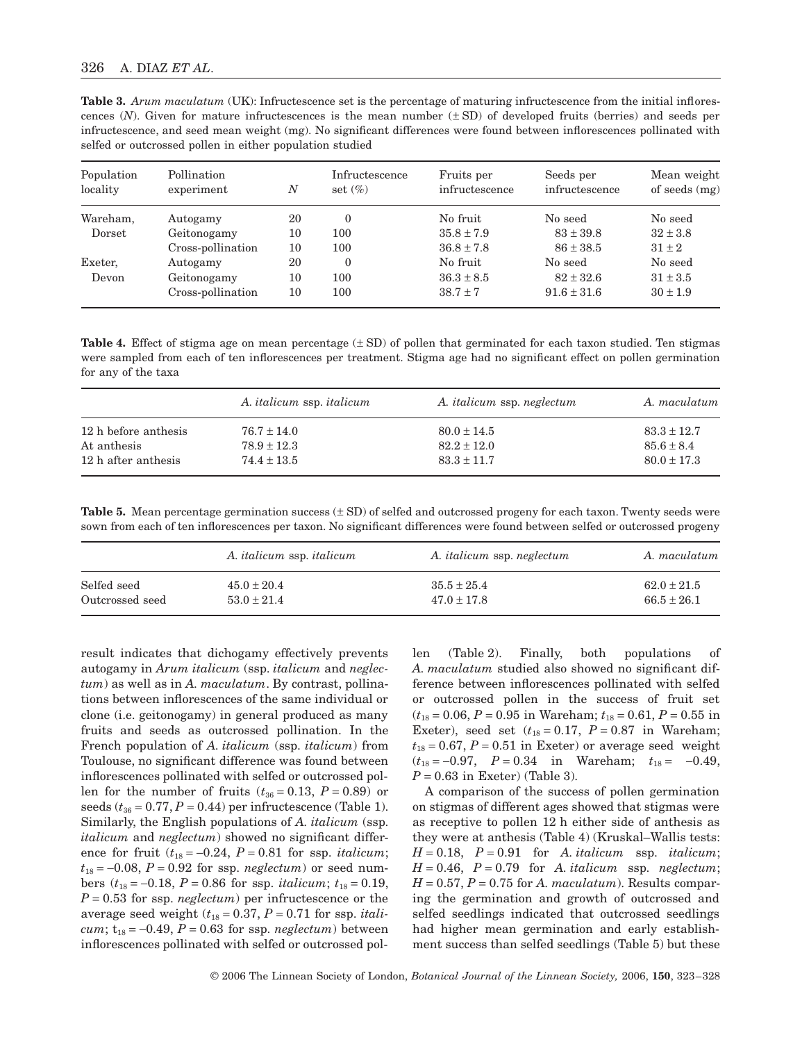**Table 3.** *Arum maculatum* (UK): Infructescence set is the percentage of maturing infructescence from the initial inflorescences (*N*). Given for mature infructescences is the mean number (± SD) of developed fruits (berries) and seeds per infructescence, and seed mean weight (mg). No significant differences were found between inflorescences pollinated with selfed or outcrossed pollen in either population studied

| Population locality | Pollination experiment | *N* | Infructescence set (%) | Fruits per infructescence | Seeds per infructescence | Mean weight of seeds (mg) |
|---|---|---|---|---|---|---|
| Wareham, Dorset | Autogamy | 20 | 0 | No fruit | No seed | No seed |
| | Geitonogamy | 10 | 100 | 35.8 ± 7.9 | 83 ± 39.8 | 32 ± 3.8 |
| | Cross-pollination | 10 | 100 | 36.8 ± 7.8 | 86 ± 38.5 | 31 ± 2 |
| Exeter, Devon | Autogamy | 20 | 0 | No fruit | No seed | No seed |
| | Geitonogamy | 10 | 100 | 36.3 ± 8.5 | 82 ± 32.6 | 31 ± 3.5 |
| | Cross-pollination | 10 | 100 | 38.7 ± 7 | 91.6 ± 31.6 | 30 ± 1.9 |

**Table 4.** Effect of stigma age on mean percentage (± SD) of pollen that germinated for each taxon studied. Ten stigmas were sampled from each of ten inflorescences per treatment. Stigma age had no significant effect on pollen germination for any of the taxa

| | *A. italicum* ssp. *italicum* | *A. italicum* ssp. *neglectum* | *A. maculatum* |
|---|---|---|---|
| 12 h before anthesis | 76.7 ± 14.0 | 80.0 ± 14.5 | 83.3 ± 12.7 |
| At anthesis | 78.9 ± 12.3 | 82.2 ± 12.0 | 85.6 ± 8.4 |
| 12 h after anthesis | 74.4 ± 13.5 | 83.3 ± 11.7 | 80.0 ± 17.3 |

**Table 5.** Mean percentage germination success (± SD) of selfed and outcrossed progeny for each taxon. Twenty seeds were sown from each of ten inflorescences per taxon. No significant differences were found between selfed or outcrossed progeny

| | *A. italicum* ssp. *italicum* | *A. italicum* ssp. *neglectum* | *A. maculatum* |
|---|---|---|---|
| Selfed seed | 45.0 ± 20.4 | 35.5 ± 25.4 | 62.0 ± 21.5 |
| Outcrossed seed | 53.0 ± 21.4 | 47.0 ± 17.8 | 66.5 ± 26.1 |

result indicates that dichogamy effectively prevents autogamy in *Arum italicum* (ssp. *italicum* and *neglectum*) as well as in *A. maculatum*. By contrast, pollinations between inflorescences of the same individual or clone (i.e. geitonogamy) in general produced as many fruits and seeds as outcrossed pollination. In the French population of *A. italicum* (ssp. *italicum*) from Toulouse, no significant difference was found between inflorescences pollinated with selfed or outcrossed pollen for the number of fruits ($t_{36} = 0.13$, $P = 0.89$) or seeds ($t_{36} = 0.77$, $P = 0.44$) per infructescence (Table 1). Similarly, the English populations of *A. italicum* (ssp. *italicum* and *neglectum*) showed no significant difference for fruit ($t_{18} = -0.24$, $P = 0.81$ for ssp. *italicum*; $t_{18} = -0.08$, $P = 0.92$ for ssp. *neglectum*) or seed numbers ($t_{18} = -0.18$, $P = 0.86$ for ssp. *italicum*; $t_{18} = 0.19$, $P = 0.53$ for ssp. *neglectum*) per infructescence or the average seed weight ($t_{18} = 0.37$, $P = 0.71$ for ssp. *italicum*; $t_{18} = -0.49$, $P = 0.63$ for ssp. *neglectum*) between inflorescences pollinated with selfed or outcrossed pollen (Table 2). Finally, both populations of *A. maculatum* studied also showed no significant difference between inflorescences pollinated with selfed or outcrossed pollen in the success of fruit set ($t_{18} = 0.06$, $P = 0.95$ in Wareham; $t_{18} = 0.61$, $P = 0.55$ in Exeter), seed set ($t_{18} = 0.17$, $P = 0.87$ in Wareham; $t_{18} = 0.67$, $P = 0.51$ in Exeter) or average seed weight ($t_{18} = -0.97$, $P = 0.34$ in Wareham; $t_{18} = -0.49$, $P = 0.63$ in Exeter) (Table 3).

A comparison of the success of pollen germination on stigmas of different ages showed that stigmas were as receptive to pollen 12 h either side of anthesis as they were at anthesis (Table 4) (Kruskal–Wallis tests: $H = 0.18$, $P = 0.91$ for *A. italicum* ssp. *italicum*; $H = 0.46$, $P = 0.79$ for *A. italicum* ssp. *neglectum*; $H = 0.57$, $P = 0.75$ for *A. maculatum*). Results comparing the germination and growth of outcrossed and selfed seedlings indicated that outcrossed seedlings had higher mean germination and early establishment success than selfed seedlings (Table 5) but these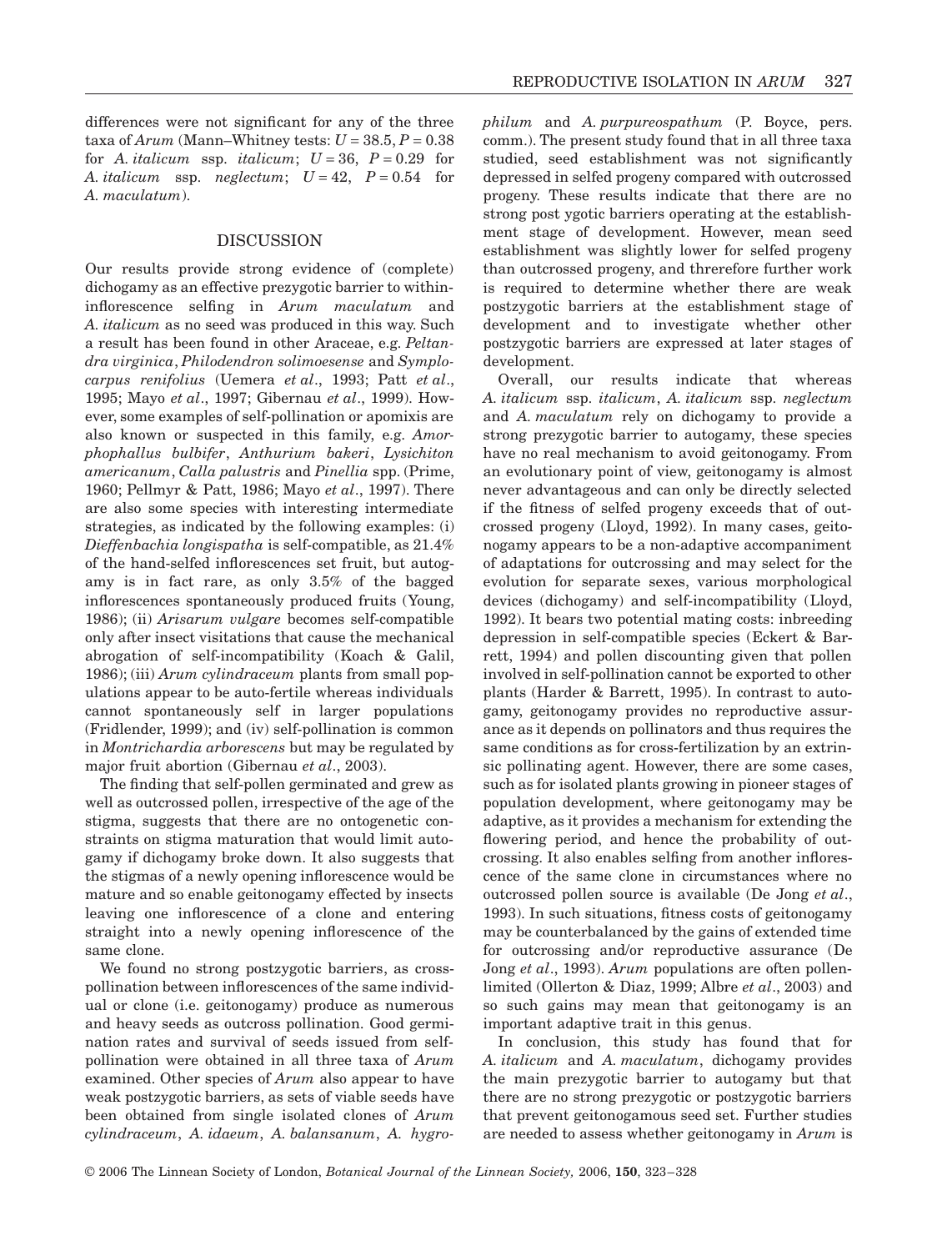differences were not significant for any of the three taxa of *Arum* (Mann–Whitney tests: $U = 38.5$, $P = 0.38$ for *A. italicum* ssp. *italicum*; $U = 36$, $P = 0.29$ for *A. italicum* ssp. *neglectum*; $U = 42$, $P = 0.54$ for *A. maculatum*).

## DISCUSSION

Our results provide strong evidence of (complete) dichogamy as an effective prezygotic barrier to within-inflorescence selfing in *Arum maculatum* and *A. italicum* as no seed was produced in this way. Such a result has been found in other Araceae, e.g. *Peltandra virginica*, *Philodendron solimoesense* and *Symplocarpus renifolius* (Uemera *et al*., 1993; Patt *et al*., 1995; Mayo *et al*., 1997; Gibernau *et al*., 1999). However, some examples of self-pollination or apomixis are also known or suspected in this family, e.g. *Amorphophallus bulbifer*, *Anthurium bakeri*, *Lysichiton americanum*, *Calla palustris* and *Pinellia* spp. (Prime, 1960; Pellmyr & Patt, 1986; Mayo *et al*., 1997). There are also some species with interesting intermediate strategies, as indicated by the following examples: (i) *Dieffenbachia longispatha* is self-compatible, as 21.4% of the hand-selfed inflorescences set fruit, but autogamy is in fact rare, as only 3.5% of the bagged inflorescences spontaneously produced fruits (Young, 1986); (ii) *Arisarum vulgare* becomes self-compatible only after insect visitations that cause the mechanical abrogation of self-incompatibility (Koach & Galil, 1986); (iii) *Arum cylindraceum* plants from small populations appear to be auto-fertile whereas individuals cannot spontaneously self in larger populations (Fridlender, 1999); and (iv) self-pollination is common in *Montrichardia arborescens* but may be regulated by major fruit abortion (Gibernau *et al*., 2003).

The finding that self-pollen germinated and grew as well as outcrossed pollen, irrespective of the age of the stigma, suggests that there are no ontogenetic constraints on stigma maturation that would limit autogamy if dichogamy broke down. It also suggests that the stigmas of a newly opening inflorescence would be mature and so enable geitonogamy effected by insects leaving one inflorescence of a clone and entering straight into a newly opening inflorescence of the same clone.

We found no strong postzygotic barriers, as cross-pollination between inflorescences of the same individual or clone (i.e. geitonogamy) produce as numerous and heavy seeds as outcross pollination. Good germination rates and survival of seeds issued from self-pollination were obtained in all three taxa of *Arum* examined. Other species of *Arum* also appear to have weak postzygotic barriers, as sets of viable seeds have been obtained from single isolated clones of *Arum cylindraceum*, *A. idaeum*, *A. balansanum*, *A. hygrophilum* and *A. purpureospathum* (P. Boyce, pers. comm.). The present study found that in all three taxa studied, seed establishment was not significantly depressed in selfed progeny compared with outcrossed progeny. These results indicate that there are no strong post ygotic barriers operating at the establishment stage of development. However, mean seed establishment was slightly lower for selfed progeny than outcrossed progeny, and threrefore further work is required to determine whether there are weak postzygotic barriers at the establishment stage of development and to investigate whether other postzygotic barriers are expressed at later stages of development.

Overall, our results indicate that whereas *A. italicum* ssp. *italicum*, *A. italicum* ssp. *neglectum* and *A. maculatum* rely on dichogamy to provide a strong prezygotic barrier to autogamy, these species have no real mechanism to avoid geitonogamy. From an evolutionary point of view, geitonogamy is almost never advantageous and can only be directly selected if the fitness of selfed progeny exceeds that of outcrossed progeny (Lloyd, 1992). In many cases, geitonogamy appears to be a non-adaptive accompaniment of adaptations for outcrossing and may select for the evolution for separate sexes, various morphological devices (dichogamy) and self-incompatibility (Lloyd, 1992). It bears two potential mating costs: inbreeding depression in self-compatible species (Eckert & Barrett, 1994) and pollen discounting given that pollen involved in self-pollination cannot be exported to other plants (Harder & Barrett, 1995). In contrast to autogamy, geitonogamy provides no reproductive assurance as it depends on pollinators and thus requires the same conditions as for cross-fertilization by an extrinsic pollinating agent. However, there are some cases, such as for isolated plants growing in pioneer stages of population development, where geitonogamy may be adaptive, as it provides a mechanism for extending the flowering period, and hence the probability of outcrossing. It also enables selfing from another inflorescence of the same clone in circumstances where no outcrossed pollen source is available (De Jong *et al*., 1993). In such situations, fitness costs of geitonogamy may be counterbalanced by the gains of extended time for outcrossing and/or reproductive assurance (De Jong *et al*., 1993). *Arum* populations are often pollen-limited (Ollerton & Diaz, 1999; Albre *et al*., 2003) and so such gains may mean that geitonogamy is an important adaptive trait in this genus.

In conclusion, this study has found that for *A. italicum* and *A. maculatum*, dichogamy provides the main prezygotic barrier to autogamy but that there are no strong prezygotic or postzygotic barriers that prevent geitonogamous seed set. Further studies are needed to assess whether geitonogamy in *Arum* is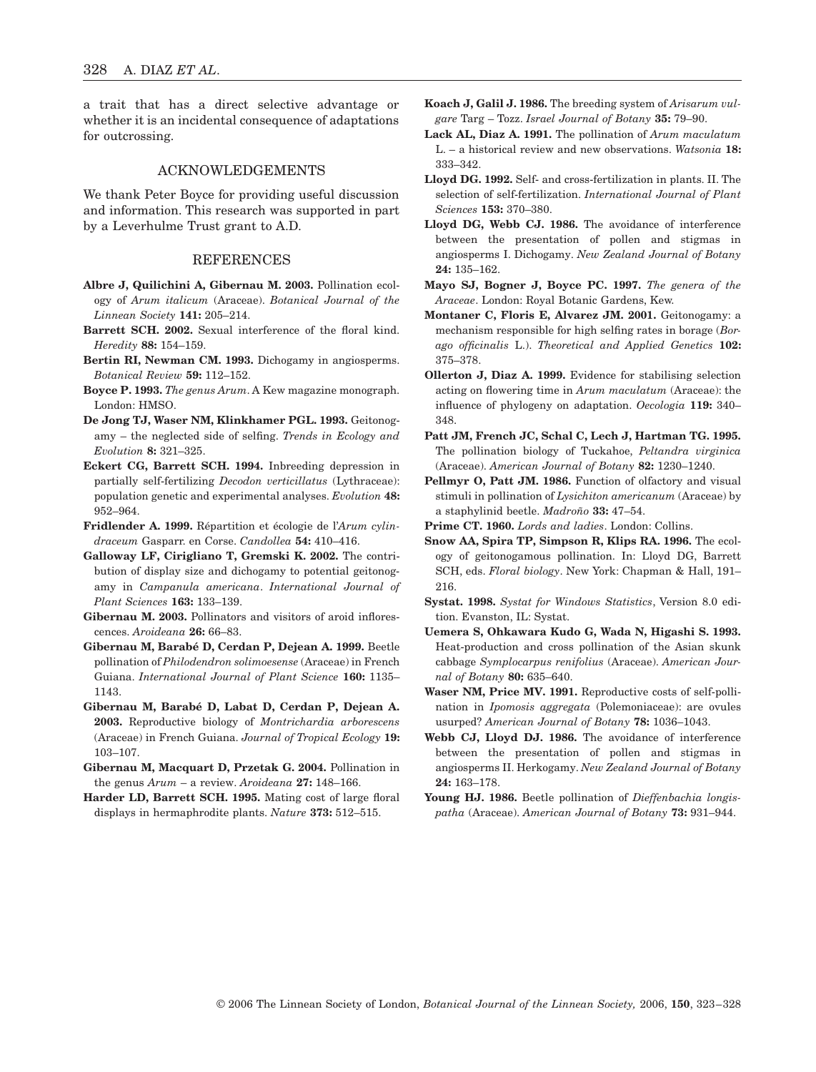a trait that has a direct selective advantage or whether it is an incidental consequence of adaptations for outcrossing.

## ACKNOWLEDGEMENTS

We thank Peter Boyce for providing useful discussion and information. This research was supported in part by a Leverhulme Trust grant to A.D.

## REFERENCES

**Albre J, Quilichini A, Gibernau M. 2003.** Pollination ecology of *Arum italicum* (Araceae). *Botanical Journal of the Linnean Society* **141:** 205–214.

**Barrett SCH. 2002.** Sexual interference of the floral kind. *Heredity* **88:** 154–159.

**Bertin RI, Newman CM. 1993.** Dichogamy in angiosperms. *Botanical Review* **59:** 112–152.

**Boyce P. 1993.** *The genus Arum*. A Kew magazine monograph. London: HMSO.

**De Jong TJ, Waser NM, Klinkhamer PGL. 1993.** Geitonogamy – the neglected side of selfing. *Trends in Ecology and Evolution* **8:** 321–325.

**Eckert CG, Barrett SCH. 1994.** Inbreeding depression in partially self-fertilizing *Decodon verticillatus* (Lythraceae): population genetic and experimental analyses. *Evolution* **48:** 952–964.

**Fridlender A. 1999.** Répartition et écologie de l'*Arum cylindraceum* Gasparr. en Corse. *Candollea* **54:** 410–416.

**Galloway LF, Cirigliano T, Gremski K. 2002.** The contribution of display size and dichogamy to potential geitonogamy in *Campanula americana*. *International Journal of Plant Sciences* **163:** 133–139.

**Gibernau M. 2003.** Pollinators and visitors of aroid inflorescences. *Aroideana* **26:** 66–83.

**Gibernau M, Barabé D, Cerdan P, Dejean A. 1999.** Beetle pollination of *Philodendron solimoesense* (Araceae) in French Guiana. *International Journal of Plant Science* **160:** 1135–1143.

**Gibernau M, Barabé D, Labat D, Cerdan P, Dejean A. 2003.** Reproductive biology of *Montrichardia arborescens* (Araceae) in French Guiana. *Journal of Tropical Ecology* **19:** 103–107.

**Gibernau M, Macquart D, Przetak G. 2004.** Pollination in the genus *Arum* – a review. *Aroideana* **27:** 148–166.

**Harder LD, Barrett SCH. 1995.** Mating cost of large floral displays in hermaphrodite plants. *Nature* **373:** 512–515.

**Koach J, Galil J. 1986.** The breeding system of *Arisarum vulgare* Targ – Tozz. *Israel Journal of Botany* **35:** 79–90.

**Lack AL, Diaz A. 1991.** The pollination of *Arum maculatum* L. – a historical review and new observations. *Watsonia* **18:** 333–342.

**Lloyd DG. 1992.** Self- and cross-fertilization in plants. II. The selection of self-fertilization. *International Journal of Plant Sciences* **153:** 370–380.

**Lloyd DG, Webb CJ. 1986.** The avoidance of interference between the presentation of pollen and stigmas in angiosperms I. Dichogamy. *New Zealand Journal of Botany* **24:** 135–162.

**Mayo SJ, Bogner J, Boyce PC. 1997.** *The genera of the Araceae*. London: Royal Botanic Gardens, Kew.

**Montaner C, Floris E, Alvarez JM. 2001.** Geitonogamy: a mechanism responsible for high selfing rates in borage (*Borago officinalis* L.). *Theoretical and Applied Genetics* **102:** 375–378.

**Ollerton J, Diaz A. 1999.** Evidence for stabilising selection acting on flowering time in *Arum maculatum* (Araceae): the influence of phylogeny on adaptation. *Oecologia* **119:** 340–348.

**Patt JM, French JC, Schal C, Lech J, Hartman TG. 1995.** The pollination biology of Tuckahoe, *Peltandra virginica* (Araceae). *American Journal of Botany* **82:** 1230–1240.

**Pellmyr O, Patt JM. 1986.** Function of olfactory and visual stimuli in pollination of *Lysichiton americanum* (Araceae) by a staphylinid beetle. *Madroño* **33:** 47–54.

**Prime CT. 1960.** *Lords and ladies*. London: Collins.

**Snow AA, Spira TP, Simpson R, Klips RA. 1996.** The ecology of geitonogamous pollination. In: Lloyd DG, Barrett SCH, eds. *Floral biology*. New York: Chapman & Hall, 191–216.

**Systat. 1998.** *Systat for Windows Statistics*, Version 8.0 edition. Evanston, IL: Systat.

**Uemera S, Ohkawara Kudo G, Wada N, Higashi S. 1993.** Heat-production and cross pollination of the Asian skunk cabbage *Symplocarpus renifolius* (Araceae). *American Journal of Botany* **80:** 635–640.

**Waser NM, Price MV. 1991.** Reproductive costs of self-pollination in *Ipomosis aggregata* (Polemoniaceae): are ovules usurped? *American Journal of Botany* **78:** 1036–1043.

**Webb CJ, Lloyd DJ. 1986.** The avoidance of interference between the presentation of pollen and stigmas in angiosperms II. Herkogamy. *New Zealand Journal of Botany* **24:** 163–178.

**Young HJ. 1986.** Beetle pollination of *Dieffenbachia longispatha* (Araceae). *American Journal of Botany* **73:** 931–944.